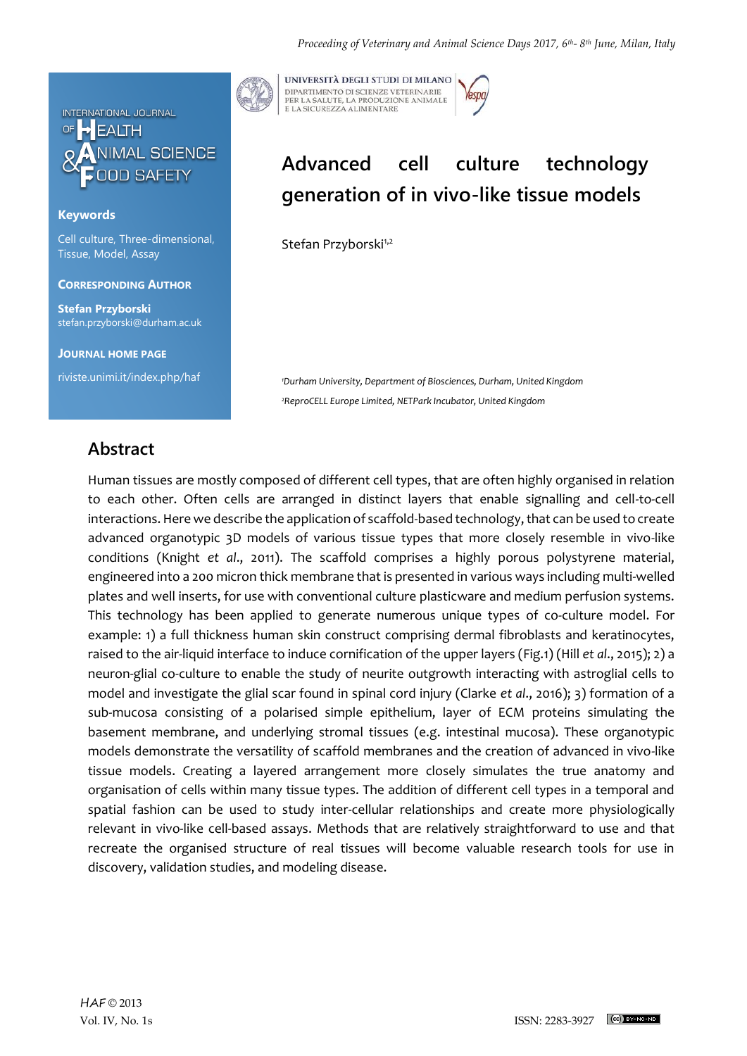# Advanced cell culture technology generation of in vivo-like tissue models

Stefan Przyborski[1,2]

[1]Durham University, Department of Biosciences, Durham, United Kingdom

[2]ReproCELL Europe Limited, NETPark Incubator, United Kingdom

**Keywords**

Cell culture, Three-dimensional, Tissue, Model, Assay

**Corresponding Author**

**Stefan Przyborski**
stefan.przyborski@durham.ac.uk

**Journal Home Page**

riviste.unimi.it/index.php/haf

## Abstract

Human tissues are mostly composed of different cell types, that are often highly organised in relation to each other. Often cells are arranged in distinct layers that enable signalling and cell-to-cell interactions. Here we describe the application of scaffold-based technology, that can be used to create advanced organotypic 3D models of various tissue types that more closely resemble in vivo-like conditions (Knight *et al*., 2011). The scaffold comprises a highly porous polystyrene material, engineered into a 200 micron thick membrane that is presented in various ways including multi-welled plates and well inserts, for use with conventional culture plasticware and medium perfusion systems. This technology has been applied to generate numerous unique types of co-culture model. For example: 1) a full thickness human skin construct comprising dermal fibroblasts and keratinocytes, raised to the air-liquid interface to induce cornification of the upper layers (Fig.1) (Hill *et al*., 2015); 2) a neuron-glial co-culture to enable the study of neurite outgrowth interacting with astroglial cells to model and investigate the glial scar found in spinal cord injury (Clarke *et al*., 2016); 3) formation of a sub-mucosa consisting of a polarised simple epithelium, layer of ECM proteins simulating the basement membrane, and underlying stromal tissues (e.g. intestinal mucosa). These organotypic models demonstrate the versatility of scaffold membranes and the creation of advanced in vivo-like tissue models. Creating a layered arrangement more closely simulates the true anatomy and organisation of cells within many tissue types. The addition of different cell types in a temporal and spatial fashion can be used to study inter-cellular relationships and create more physiologically relevant in vivo-like cell-based assays. Methods that are relatively straightforward to use and that recreate the organised structure of real tissues will become valuable research tools for use in discovery, validation studies, and modeling disease.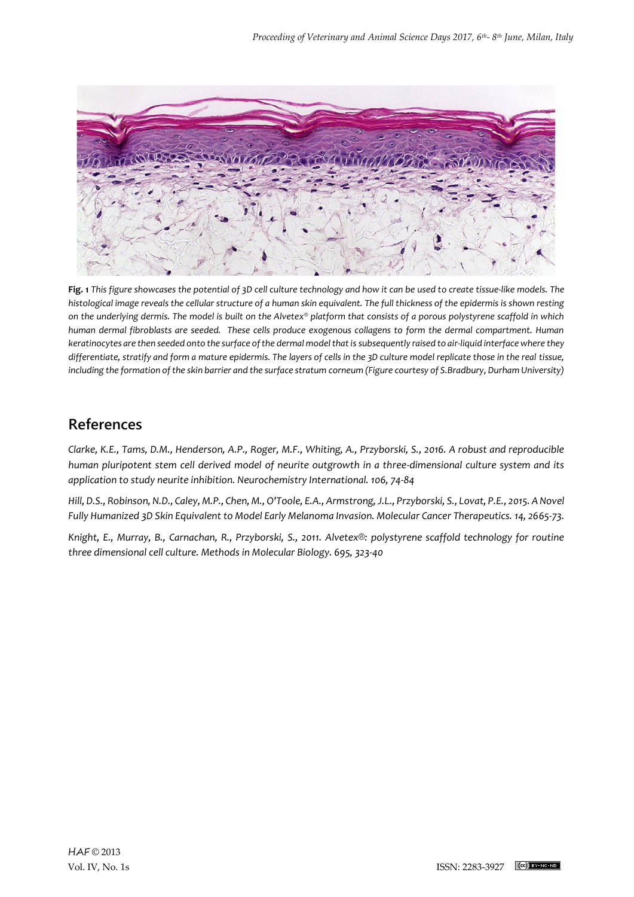**Fig. 1** *This figure showcases the potential of 3D cell culture technology and how it can be used to create tissue-like models. The histological image reveals the cellular structure of a human skin equivalent. The full thickness of the epidermis is shown resting on the underlying dermis. The model is built on the Alvetex® platform that consists of a porous polystyrene scaffold in which human dermal fibroblasts are seeded. These cells produce exogenous collagens to form the dermal compartment. Human keratinocytes are then seeded onto the surface of the dermal model that is subsequently raised to air-liquid interface where they differentiate, stratify and form a mature epidermis. The layers of cells in the 3D culture model replicate those in the real tissue, including the formation of the skin barrier and the surface stratum corneum (Figure courtesy of S.Bradbury, Durham University)*

## References

*Clarke, K.E., Tams, D.M., Henderson, A.P., Roger, M.F., Whiting, A., Przyborski, S., 2016. A robust and reproducible human pluripotent stem cell derived model of neurite outgrowth in a three-dimensional culture system and its application to study neurite inhibition. Neurochemistry International. 106, 74-84*

*Hill, D.S., Robinson, N.D., Caley, M.P., Chen, M., O'Toole, E.A., Armstrong, J.L., Przyborski, S., Lovat, P.E., 2015. A Novel Fully Humanized 3D Skin Equivalent to Model Early Melanoma Invasion. Molecular Cancer Therapeutics. 14, 2665-73.*

*Knight, E., Murray, B., Carnachan, R., Przyborski, S., 2011. Alvetex®: polystyrene scaffold technology for routine three dimensional cell culture. Methods in Molecular Biology. 695, 323-40*